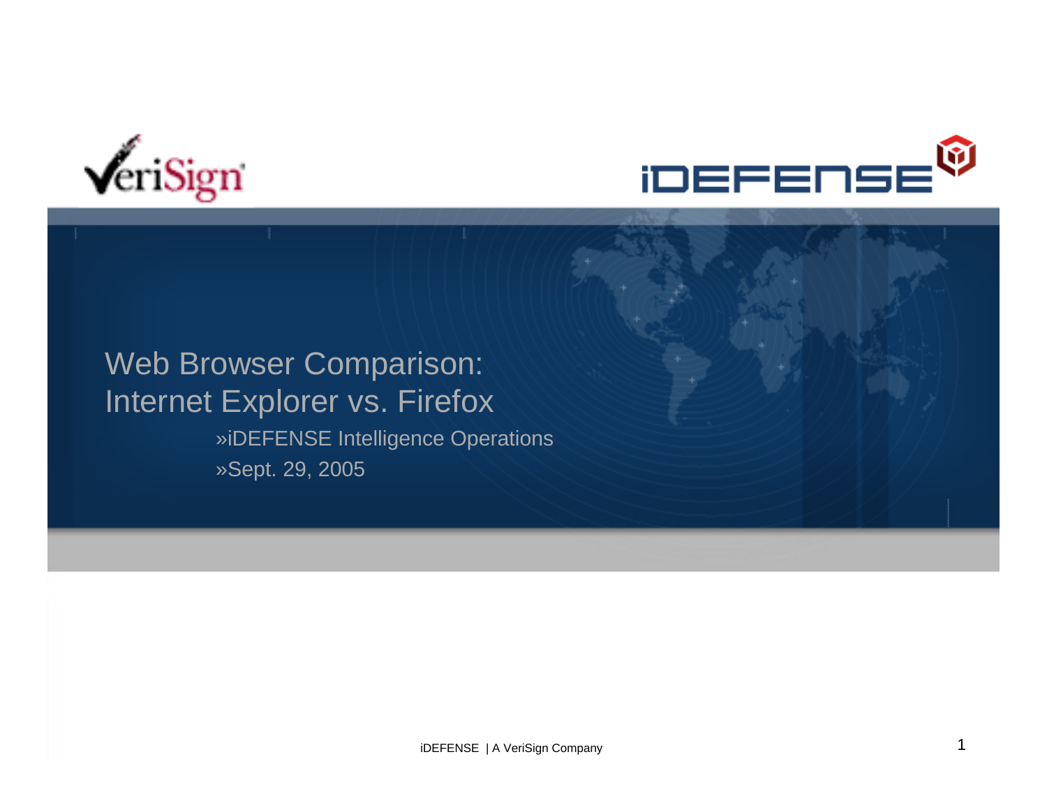# Web Browser Comparison: Internet Explorer vs. Firefox

»iDEFENSE Intelligence Operations

»Sept. 29, 2005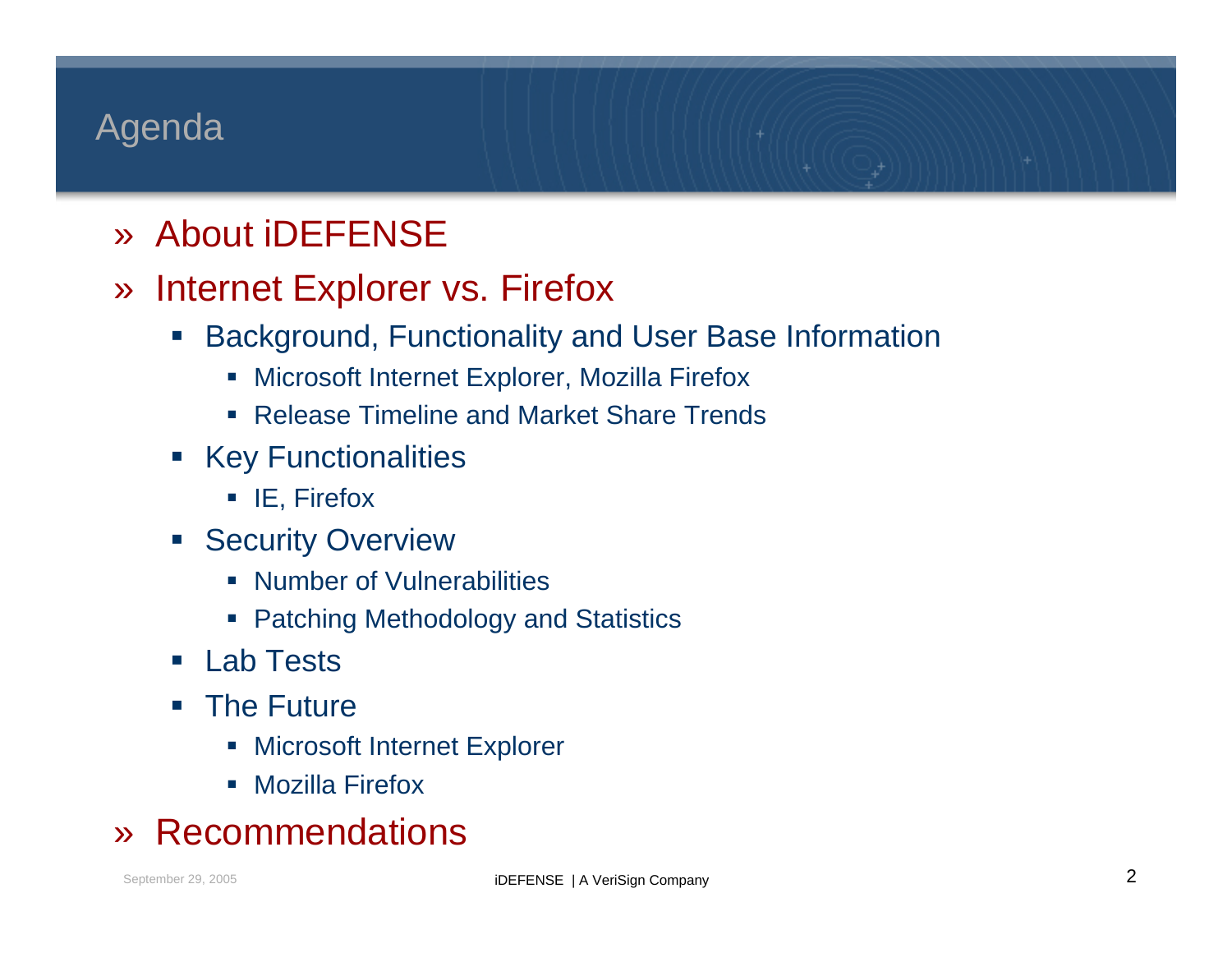# Agenda

- About iDEFENSE
- Internet Explorer vs. Firefox
  - Background, Functionality and User Base Information
    - Microsoft Internet Explorer, Mozilla Firefox
    - Release Timeline and Market Share Trends
  - Key Functionalities
    - IE, Firefox
  - Security Overview
    - Number of Vulnerabilities
    - Patching Methodology and Statistics
  - Lab Tests
  - The Future
    - Microsoft Internet Explorer
    - Mozilla Firefox
- Recommendations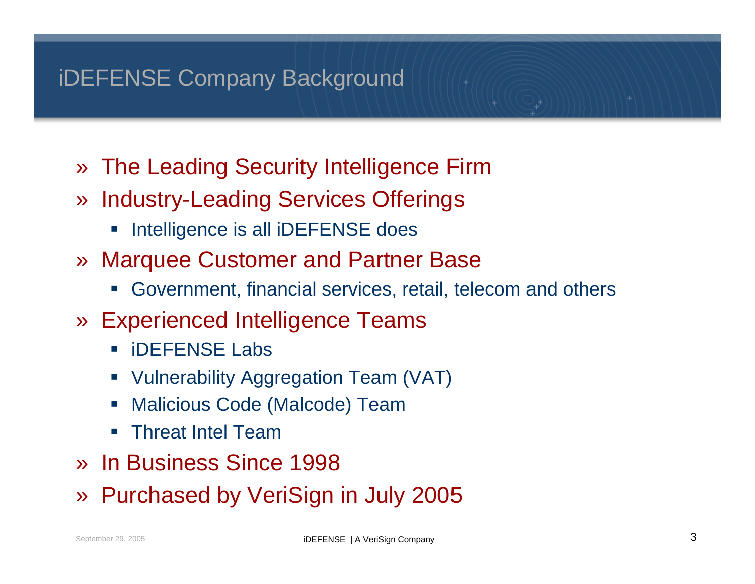# iDEFENSE Company Background

- The Leading Security Intelligence Firm
- Industry-Leading Services Offerings
  - Intelligence is all iDEFENSE does
- Marquee Customer and Partner Base
  - Government, financial services, retail, telecom and others
- Experienced Intelligence Teams
  - iDEFENSE Labs
  - Vulnerability Aggregation Team (VAT)
  - Malicious Code (Malcode) Team
  - Threat Intel Team
- In Business Since 1998
- Purchased by VeriSign in July 2005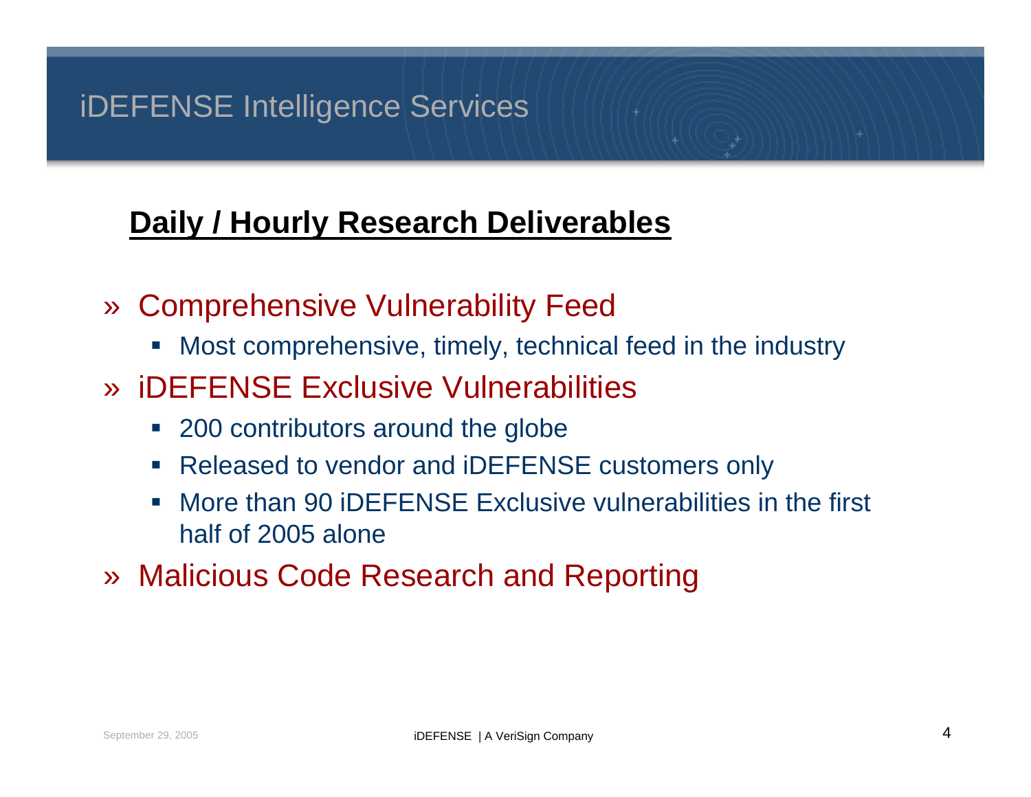# iDEFENSE Intelligence Services

## Daily / Hourly Research Deliverables

- Comprehensive Vulnerability Feed
  - Most comprehensive, timely, technical feed in the industry
- iDEFENSE Exclusive Vulnerabilities
  - 200 contributors around the globe
  - Released to vendor and iDEFENSE customers only
  - More than 90 iDEFENSE Exclusive vulnerabilities in the first half of 2005 alone
- Malicious Code Research and Reporting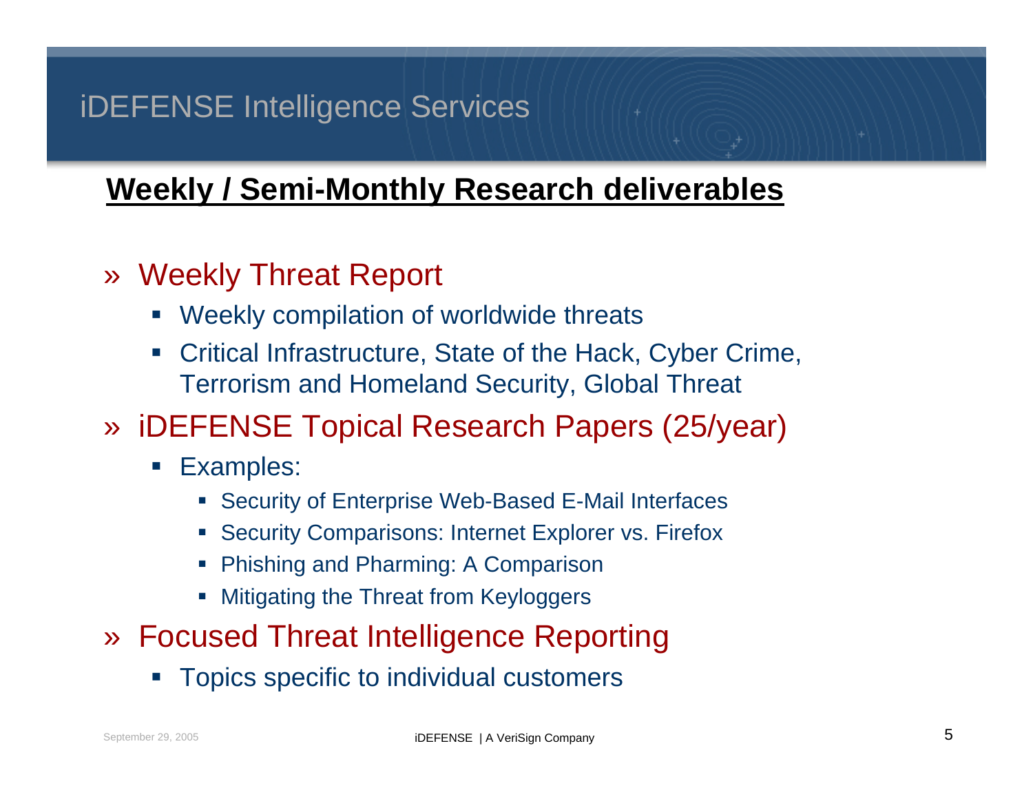# iDEFENSE Intelligence Services

## Weekly / Semi-Monthly Research deliverables

- » Weekly Threat Report
  - Weekly compilation of worldwide threats
  - Critical Infrastructure, State of the Hack, Cyber Crime, Terrorism and Homeland Security, Global Threat
- » iDEFENSE Topical Research Papers (25/year)
  - Examples:
    - Security of Enterprise Web-Based E-Mail Interfaces
    - Security Comparisons: Internet Explorer vs. Firefox
    - Phishing and Pharming: A Comparison
    - Mitigating the Threat from Keyloggers
- » Focused Threat Intelligence Reporting
  - Topics specific to individual customers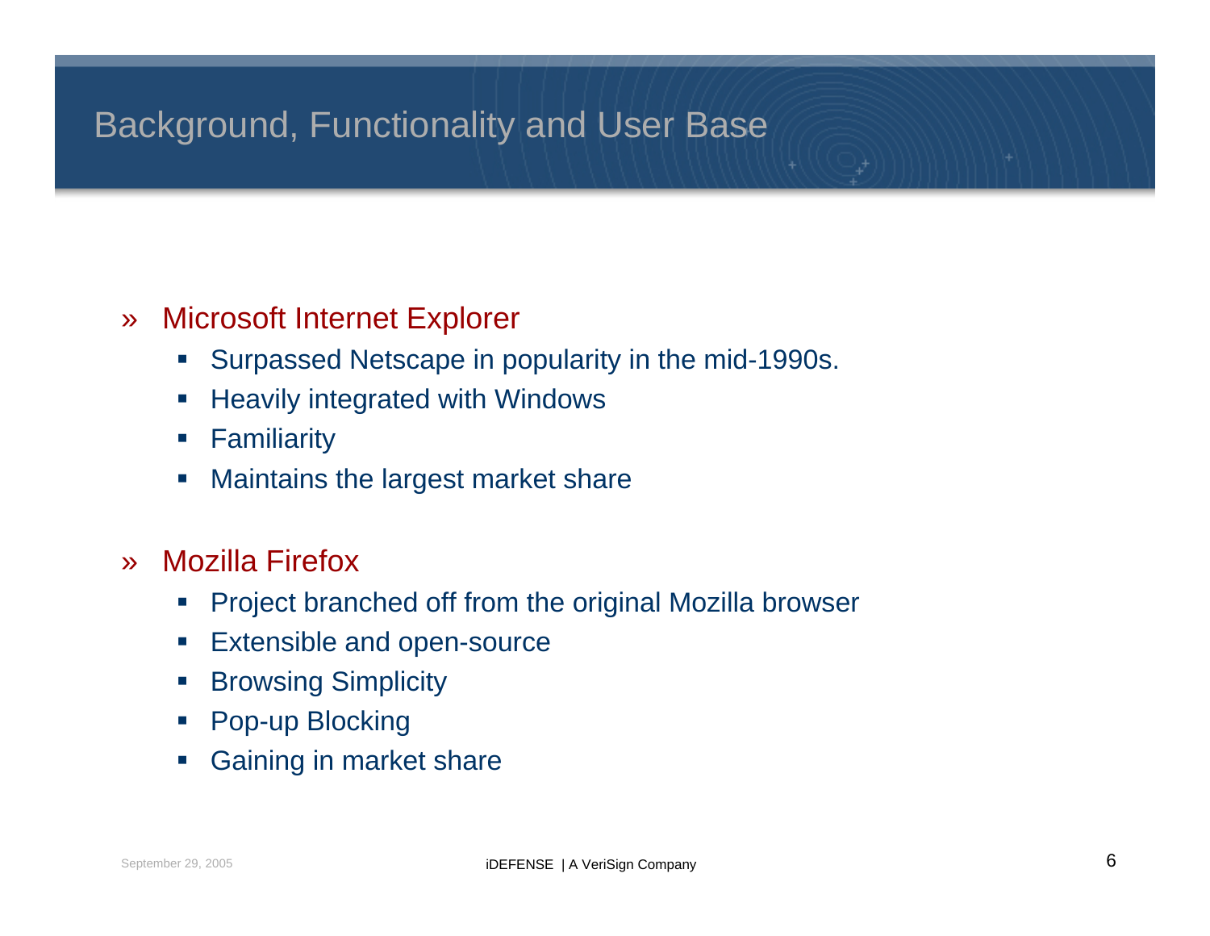# Background, Functionality and User Base

- **Microsoft Internet Explorer**
  - Surpassed Netscape in popularity in the mid-1990s.
  - Heavily integrated with Windows
  - Familiarity
  - Maintains the largest market share

- **Mozilla Firefox**
  - Project branched off from the original Mozilla browser
  - Extensible and open-source
  - Browsing Simplicity
  - Pop-up Blocking
  - Gaining in market share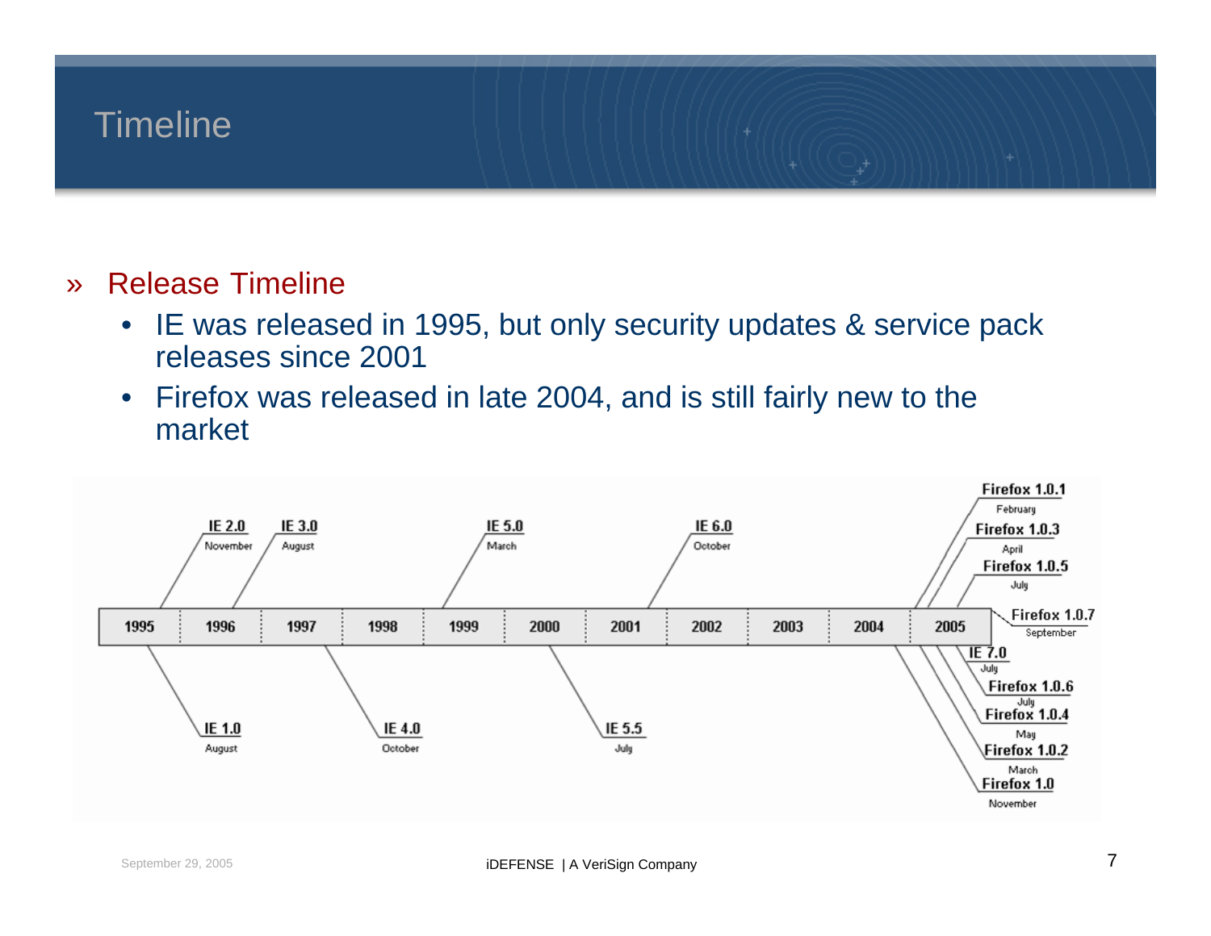# Timeline

## » Release Timeline

- IE was released in 1995, but only security updates & service pack releases since 2001
- Firefox was released in late 2004, and is still fairly new to the market

| Year | Release | Month |
|---|---|---|
| 1995 | IE 1.0 | August |
| 1995 | IE 2.0 | November |
| 1996 | IE 3.0 | August |
| 1997 | IE 4.0 | October |
| 1999 | IE 5.0 | March |
| 2000 | IE 5.5 | July |
| 2001 | IE 6.0 | October |
| 2004 | Firefox 1.0 | November |
| 2005 | Firefox 1.0.1 | February |
| 2005 | Firefox 1.0.2 | March |
| 2005 | Firefox 1.0.3 | April |
| 2005 | Firefox 1.0.4 | May |
| 2005 | Firefox 1.0.5 | July |
| 2005 | Firefox 1.0.6 | July |
| 2005 | IE 7.0 | July |
| 2005 | Firefox 1.0.7 | September |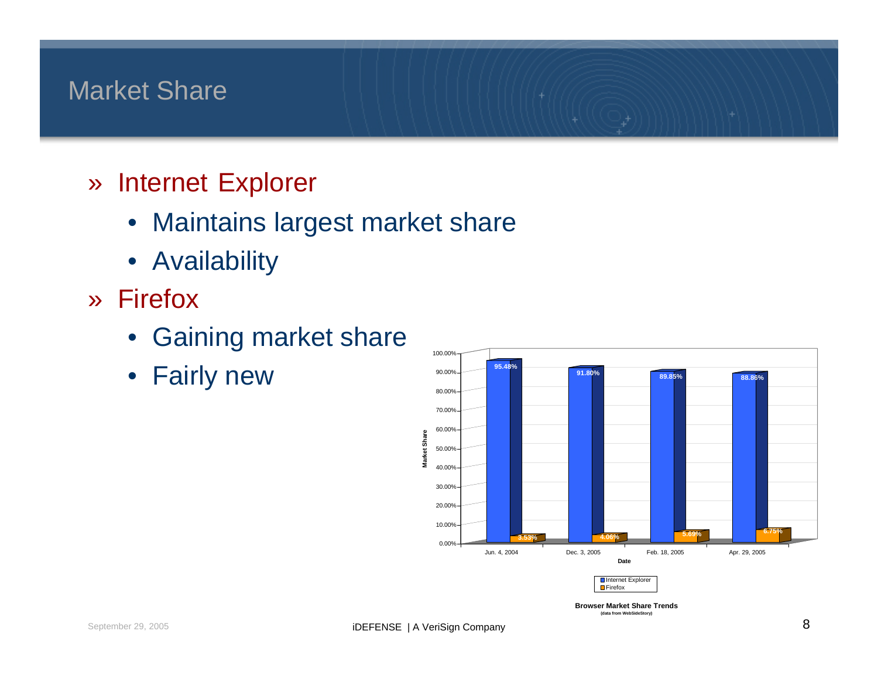# Market Share

- Internet Explorer
  - Maintains largest market share
  - Availability
- Firefox
  - Gaining market share
  - Fairly new

| Date | Internet Explorer | Firefox |
|---|---|---|
| Jun. 4, 2004 | 95.48% | 3.53% |
| Dec. 3, 2005 | 91.80% | 4.06% |
| Feb. 18, 2005 | 89.85% | 5.69% |
| Apr. 29, 2005 | 88.86% | 6.75% |

**Browser Market Share Trends**
(data from WebSideStory)

September 29, 2005

iDEFENSE | A VeriSign Company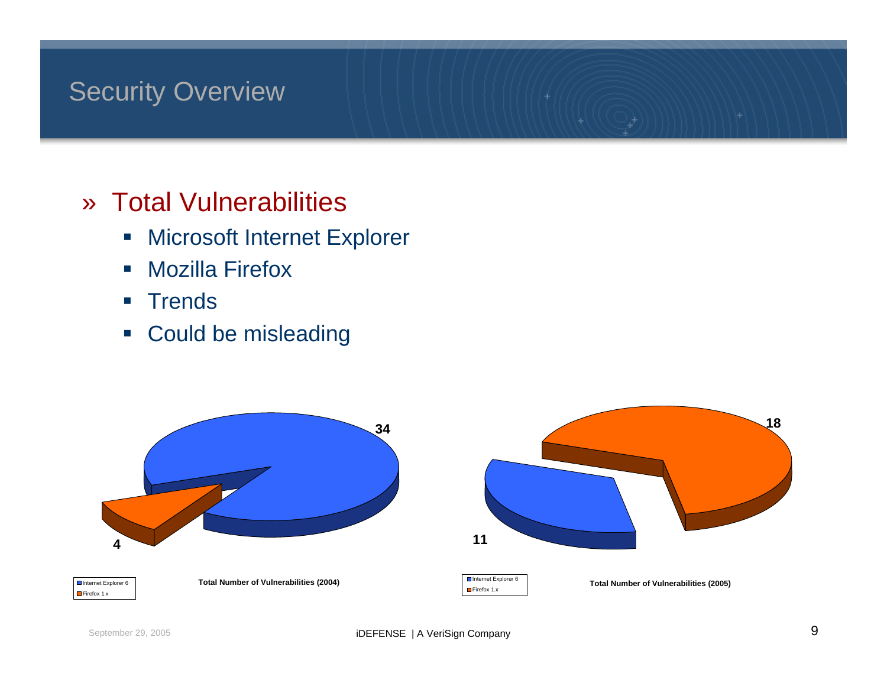# Security Overview

## » Total Vulnerabilities

- Microsoft Internet Explorer
- Mozilla Firefox
- Trends
- Could be misleading

**Total Number of Vulnerabilities (2004)**

| Browser | Vulnerabilities |
|---|---|
| Internet Explorer 6 | 34 |
| Firefox 1.x | 4 |

**Total Number of Vulnerabilities (2005)**

| Browser | Vulnerabilities |
|---|---|
| Internet Explorer 6 | 11 |
| Firefox 1.x | 18 |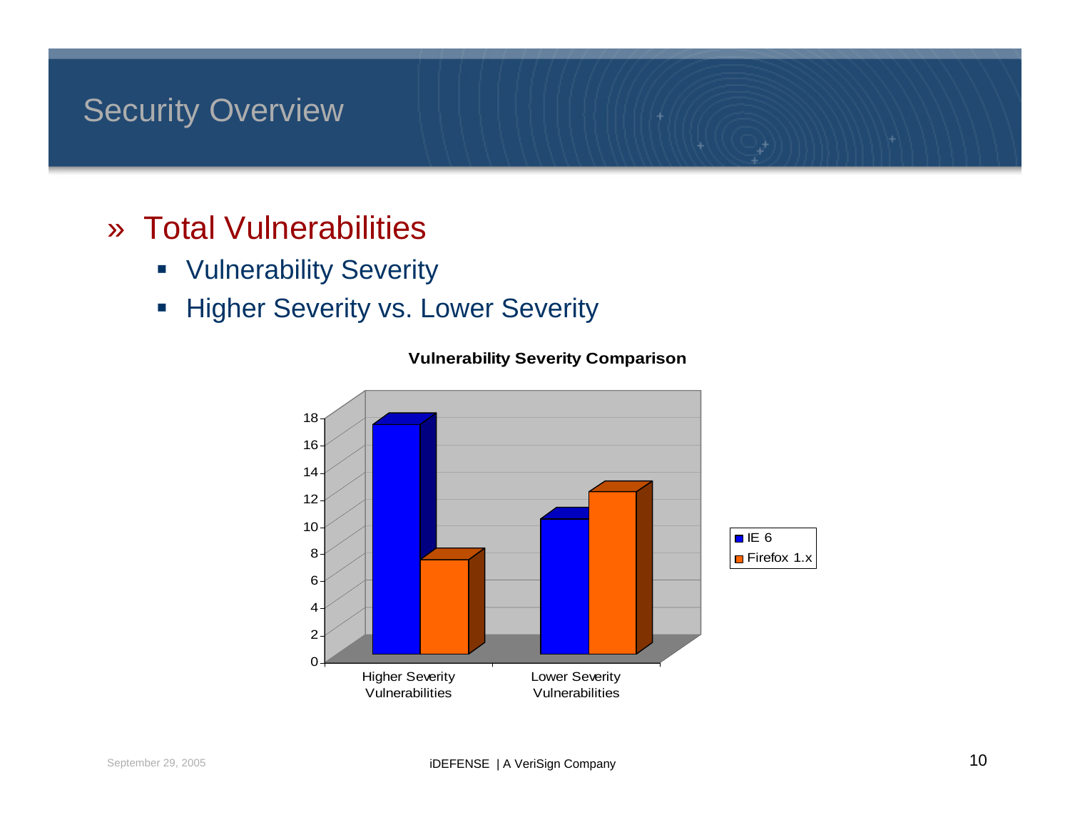# Security Overview

## » Total Vulnerabilities

- Vulnerability Severity
- Higher Severity vs. Lower Severity

**Vulnerability Severity Comparison**

| | IE 6 | Firefox 1.x |
|---|---|---|
| Higher Severity Vulnerabilities | 17 | 7 |
| Lower Severity Vulnerabilities | 10 | 12 |

September 29, 2005

iDEFENSE | A VeriSign Company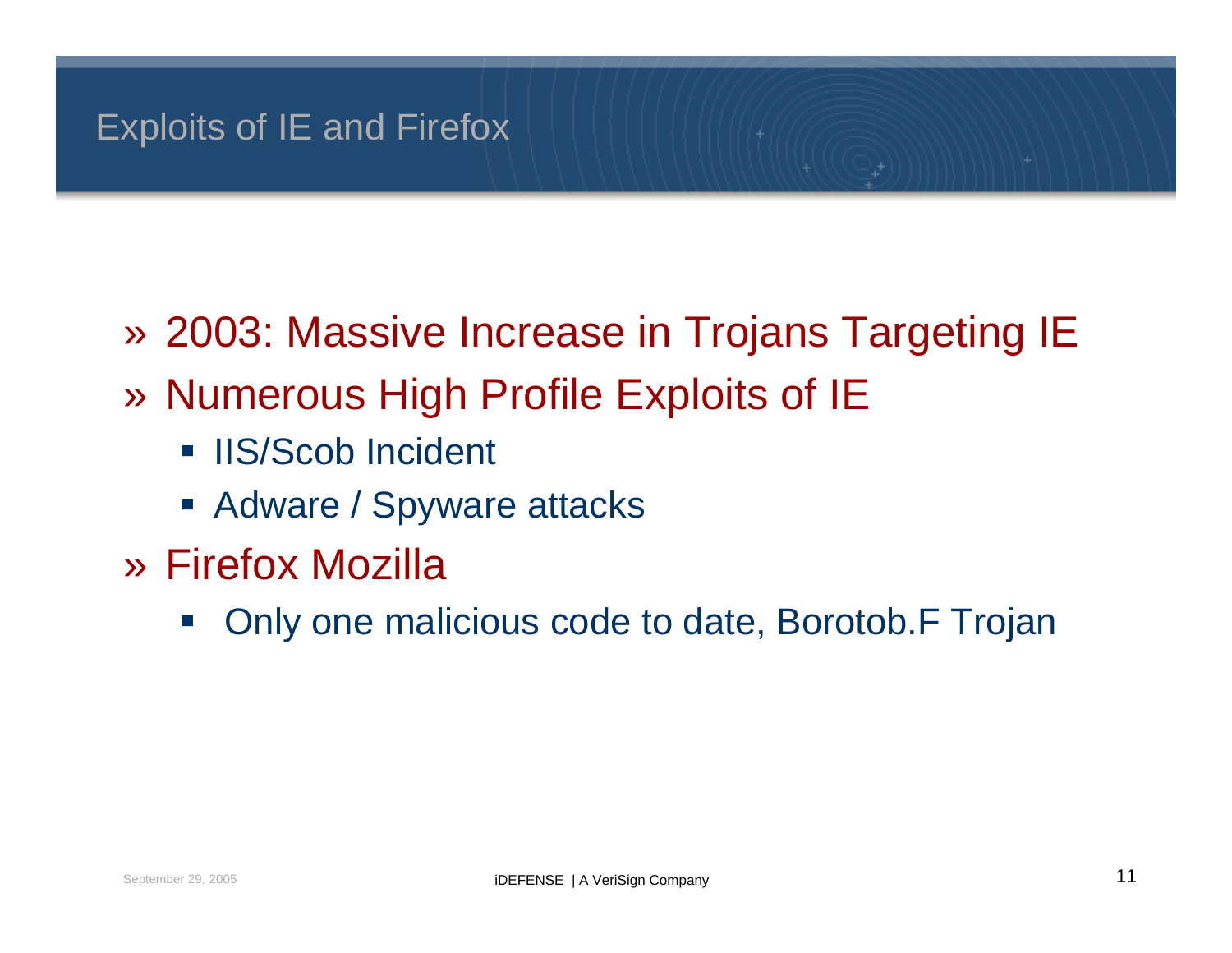# Exploits of IE and Firefox

- 2003: Massive Increase in Trojans Targeting IE
- Numerous High Profile Exploits of IE
  - IIS/Scob Incident
  - Adware / Spyware attacks
- Firefox Mozilla
  - Only one malicious code to date, Borotob.F Trojan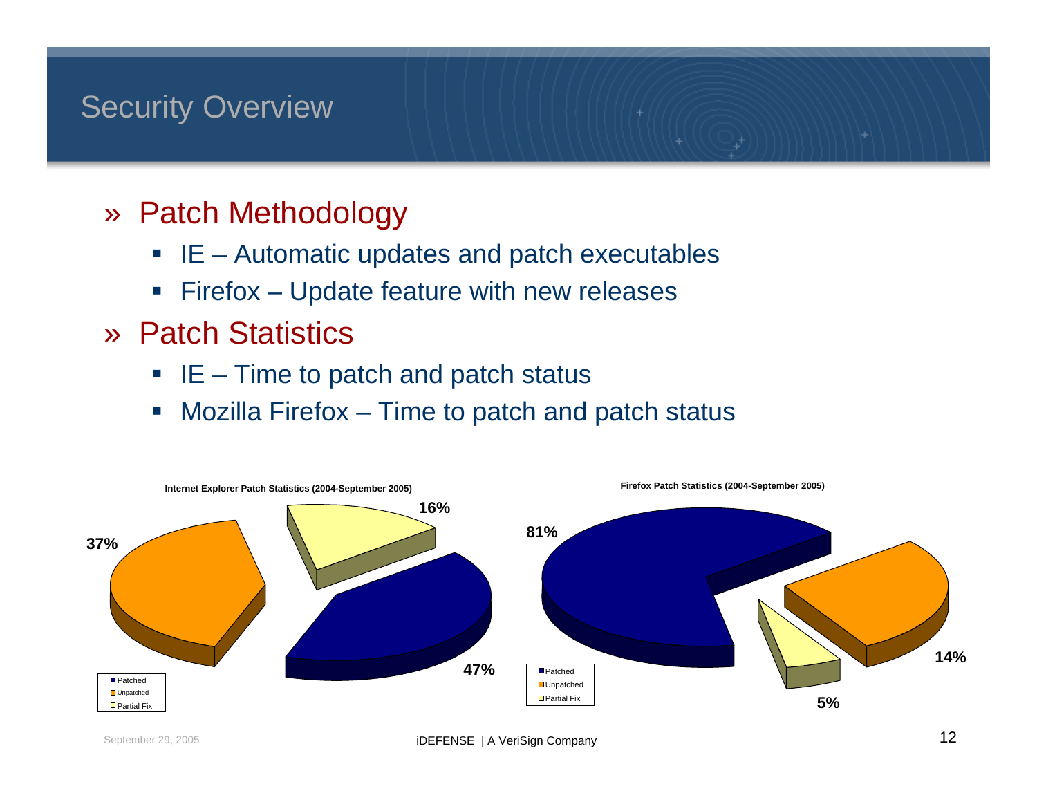# Security Overview

## » Patch Methodology

- IE – Automatic updates and patch executables
- Firefox – Update feature with new releases

## » Patch Statistics

- IE – Time to patch and patch status
- Mozilla Firefox – Time to patch and patch status

**Internet Explorer Patch Statistics (2004-September 2005)**

| Status | Percentage |
|---|---|
| Patched | 47% |
| Unpatched | 37% |
| Partial Fix | 16% |

**Firefox Patch Statistics (2004-September 2005)**

| Status | Percentage |
|---|---|
| Patched | 81% |
| Unpatched | 14% |
| Partial Fix | 5% |

September 29, 2005

iDEFENSE | A VeriSign Company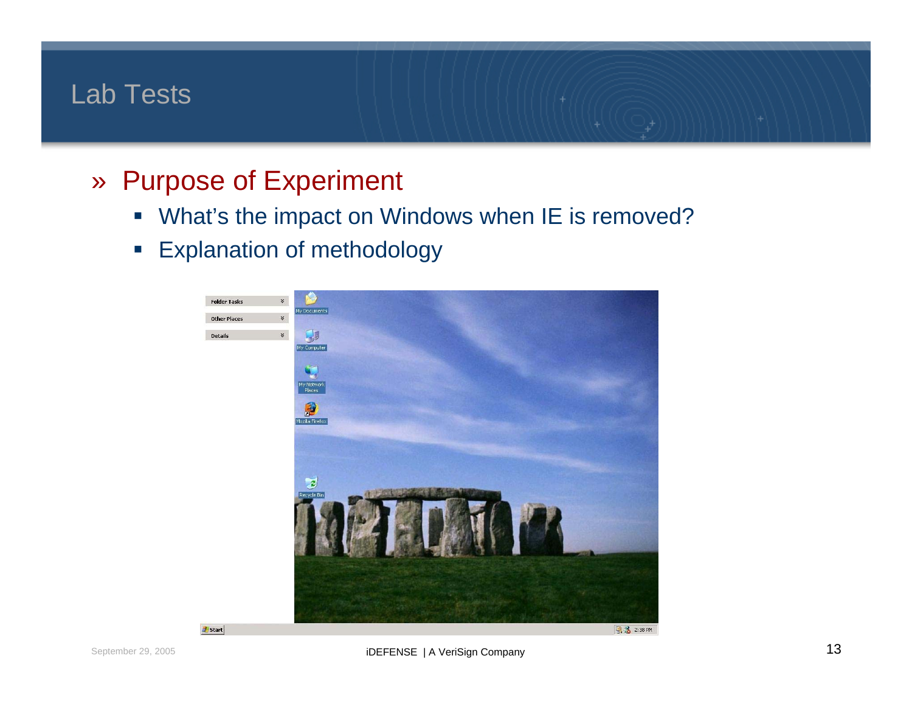# Lab Tests

## » Purpose of Experiment

- What's the impact on Windows when IE is removed?
- Explanation of methodology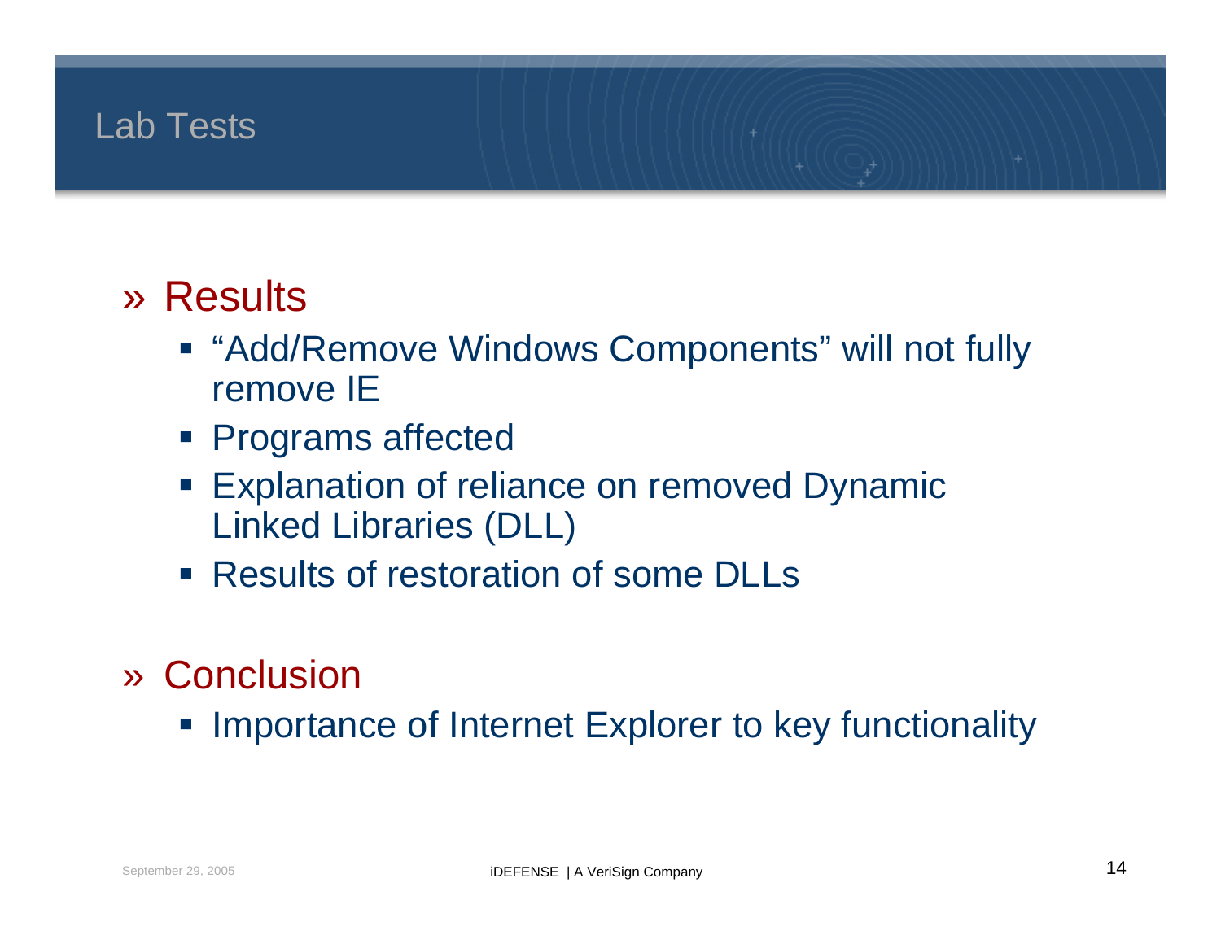# Lab Tests

## » Results

- "Add/Remove Windows Components" will not fully remove IE
- Programs affected
- Explanation of reliance on removed Dynamic Linked Libraries (DLL)
- Results of restoration of some DLLs

## » Conclusion

- Importance of Internet Explorer to key functionality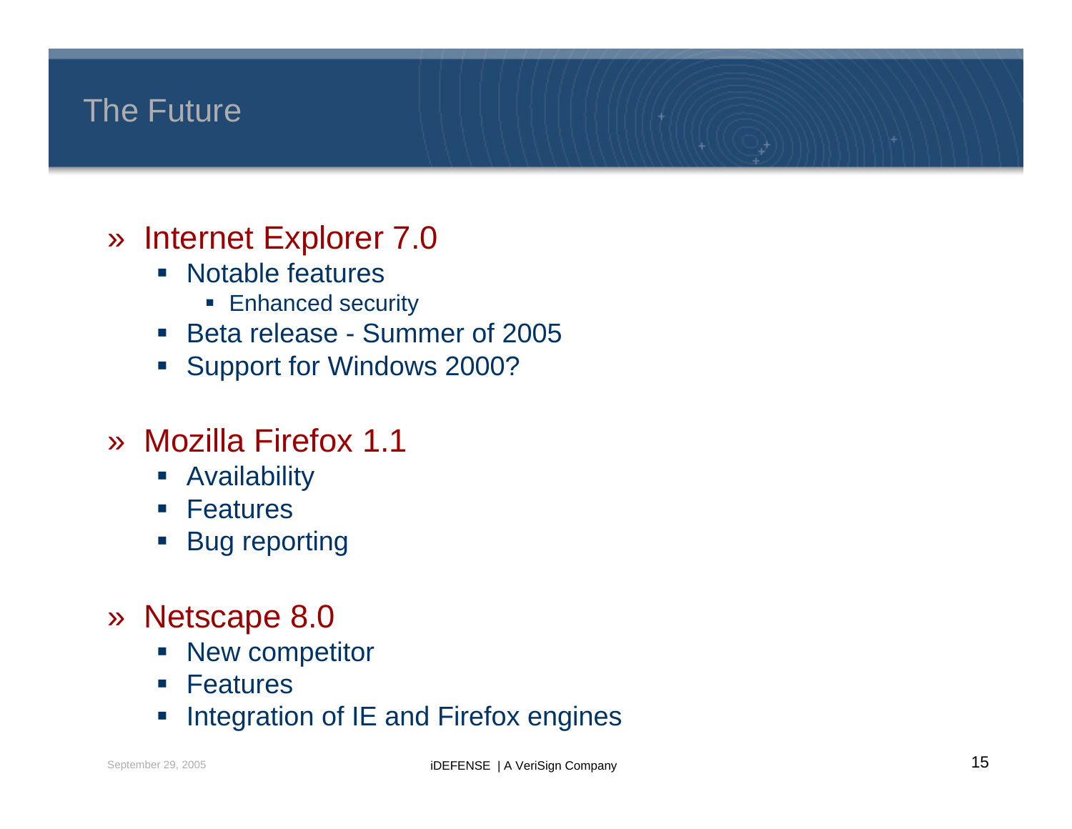# The Future

- Internet Explorer 7.0
  - Notable features
    - Enhanced security
  - Beta release - Summer of 2005
  - Support for Windows 2000?

- Mozilla Firefox 1.1
  - Availability
  - Features
  - Bug reporting

- Netscape 8.0
  - New competitor
  - Features
  - Integration of IE and Firefox engines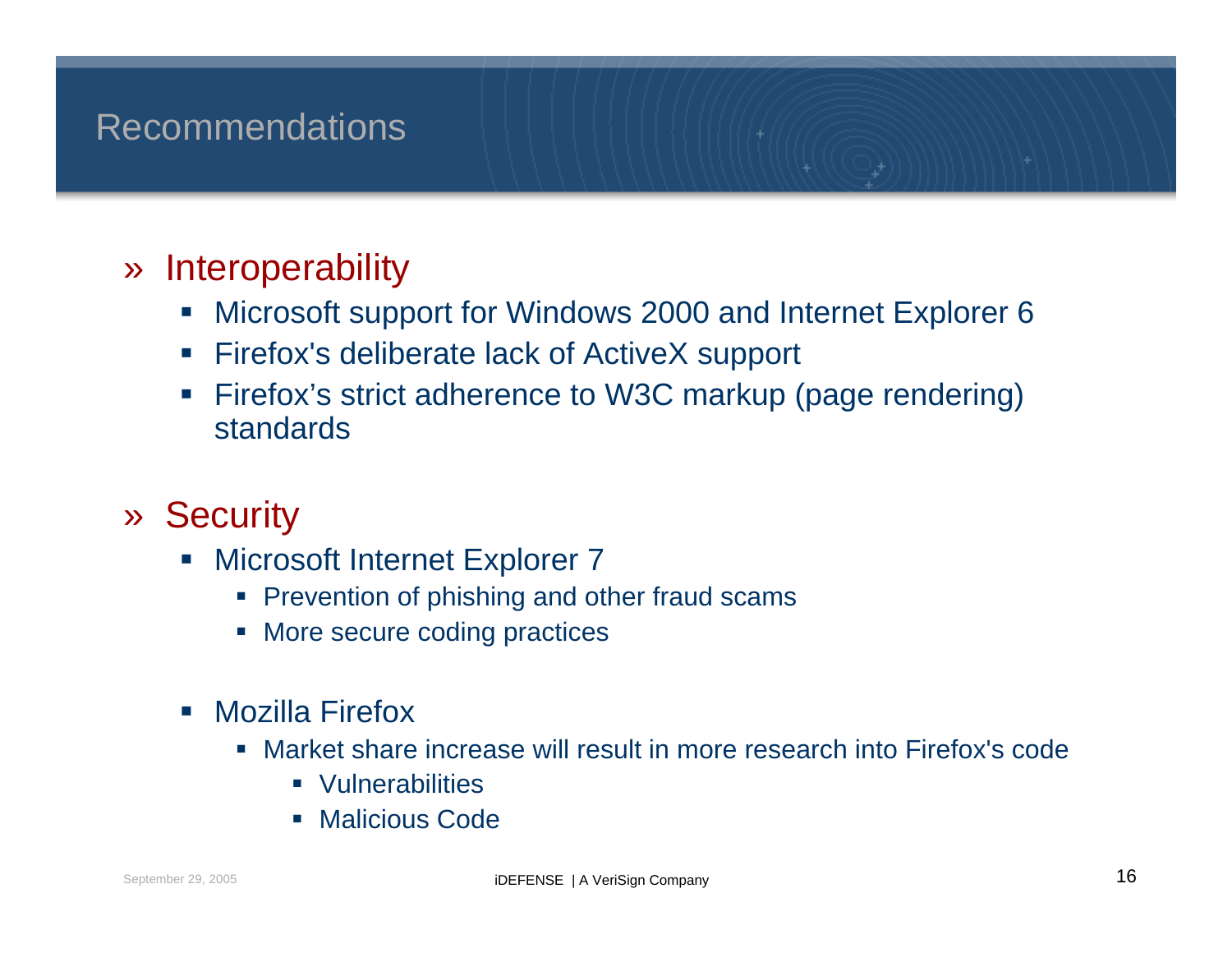# Recommendations

## » Interoperability

- Microsoft support for Windows 2000 and Internet Explorer 6
- Firefox's deliberate lack of ActiveX support
- Firefox's strict adherence to W3C markup (page rendering) standards

## » Security

- Microsoft Internet Explorer 7
  - Prevention of phishing and other fraud scams
  - More secure coding practices
- Mozilla Firefox
  - Market share increase will result in more research into Firefox's code
    - Vulnerabilities
    - Malicious Code

September 29, 2005

iDEFENSE | A VeriSign Company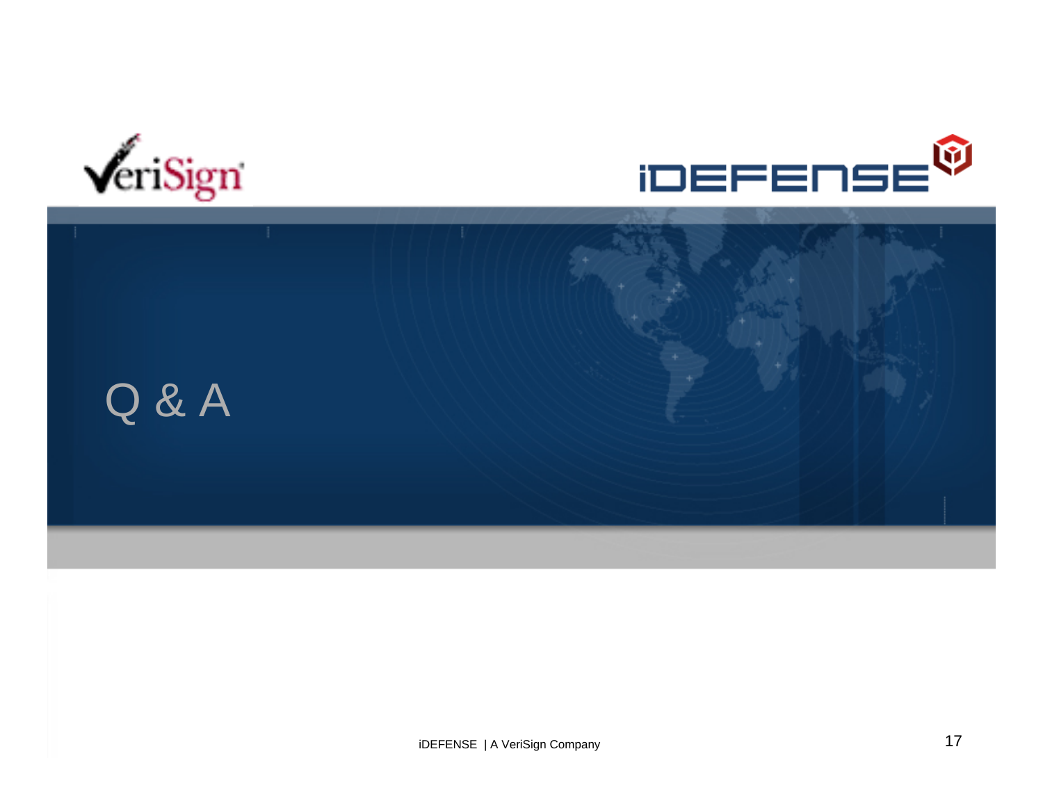# Q & A